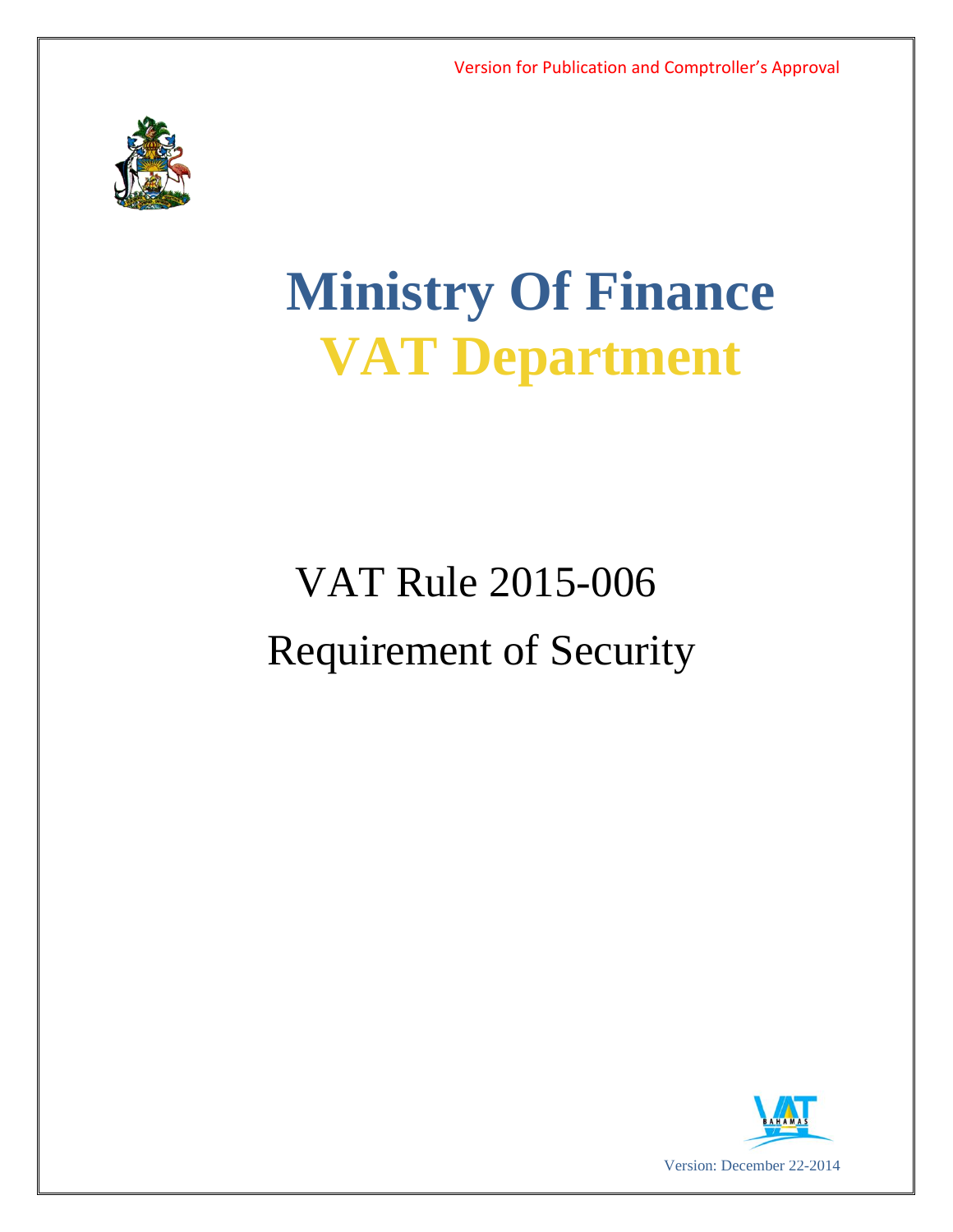Version for Publication and Comptroller's Approval

# Ministry Of Finance

# VAT Department

## VAT Rule 2015-006

## Requirement of Security

Version: December 22-2014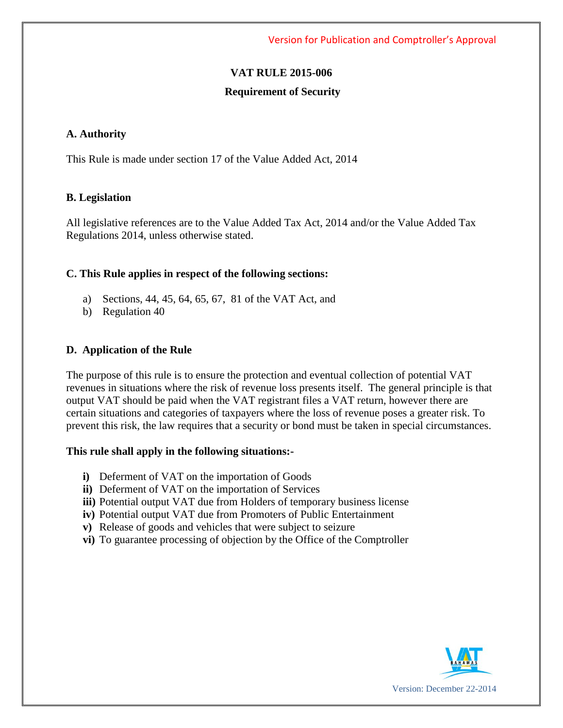# VAT RULE 2015-006

## Requirement of Security

### A. Authority

This Rule is made under section 17 of the Value Added Act, 2014

### B. Legislation

All legislative references are to the Value Added Tax Act, 2014 and/or the Value Added Tax Regulations 2014, unless otherwise stated.

### C. This Rule applies in respect of the following sections:

a) Sections, 44, 45, 64, 65, 67, 81 of the VAT Act, and
b) Regulation 40

### D. Application of the Rule

The purpose of this rule is to ensure the protection and eventual collection of potential VAT revenues in situations where the risk of revenue loss presents itself. The general principle is that output VAT should be paid when the VAT registrant files a VAT return, however there are certain situations and categories of taxpayers where the loss of revenue poses a greater risk. To prevent this risk, the law requires that a security or bond must be taken in special circumstances.

**This rule shall apply in the following situations:-**

**i)** Deferment of VAT on the importation of Goods
**ii)** Deferment of VAT on the importation of Services
**iii)** Potential output VAT due from Holders of temporary business license
**iv)** Potential output VAT due from Promoters of Public Entertainment
**v)** Release of goods and vehicles that were subject to seizure
**vi)** To guarantee processing of objection by the Office of the Comptroller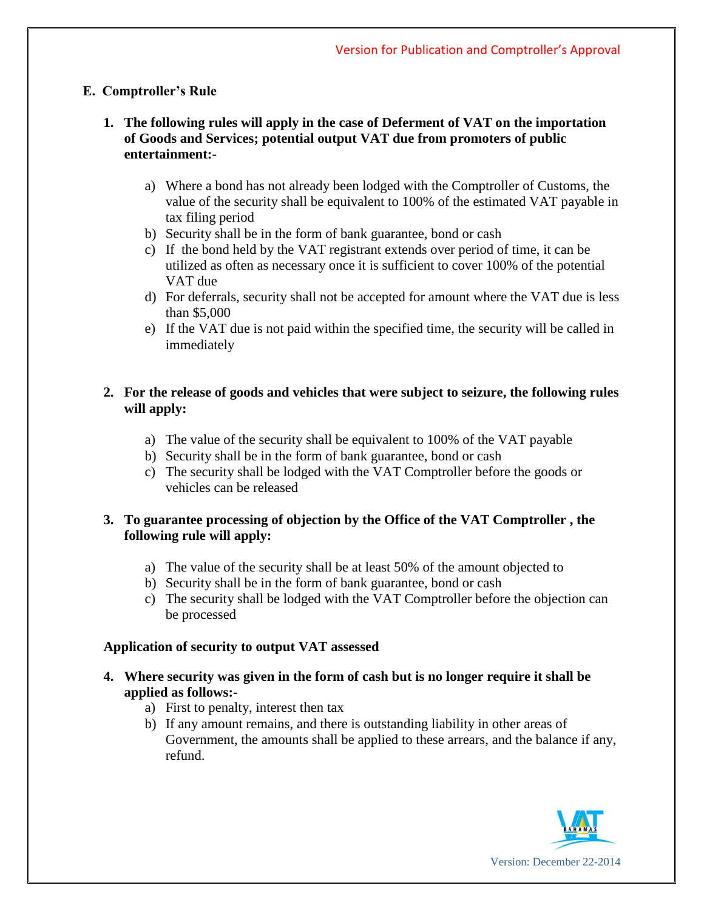## E. Comptroller's Rule

1. **The following rules will apply in the case of Deferment of VAT on the importation of Goods and Services; potential output VAT due from promoters of public entertainment:-**

   a) Where a bond has not already been lodged with the Comptroller of Customs, the value of the security shall be equivalent to 100% of the estimated VAT payable in tax filing period

   b) Security shall be in the form of bank guarantee, bond or cash

   c) If the bond held by the VAT registrant extends over period of time, it can be utilized as often as necessary once it is sufficient to cover 100% of the potential VAT due

   d) For deferrals, security shall not be accepted for amount where the VAT due is less than $5,000

   e) If the VAT due is not paid within the specified time, the security will be called in immediately

2. **For the release of goods and vehicles that were subject to seizure, the following rules will apply:**

   a) The value of the security shall be equivalent to 100% of the VAT payable

   b) Security shall be in the form of bank guarantee, bond or cash

   c) The security shall be lodged with the VAT Comptroller before the goods or vehicles can be released

3. **To guarantee processing of objection by the Office of the VAT Comptroller , the following rule will apply:**

   a) The value of the security shall be at least 50% of the amount objected to

   b) Security shall be in the form of bank guarantee, bond or cash

   c) The security shall be lodged with the VAT Comptroller before the objection can be processed

**Application of security to output VAT assessed**

4. **Where security was given in the form of cash but is no longer require it shall be applied as follows:-**

   a) First to penalty, interest then tax

   b) If any amount remains, and there is outstanding liability in other areas of Government, the amounts shall be applied to these arrears, and the balance if any, refund.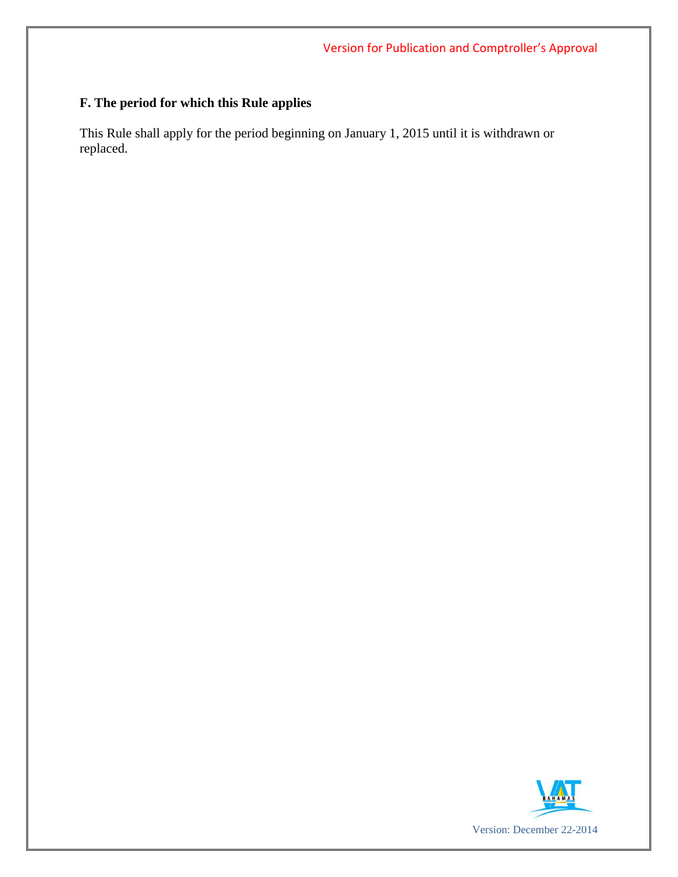## F. The period for which this Rule applies

This Rule shall apply for the period beginning on January 1, 2015 until it is withdrawn or replaced.